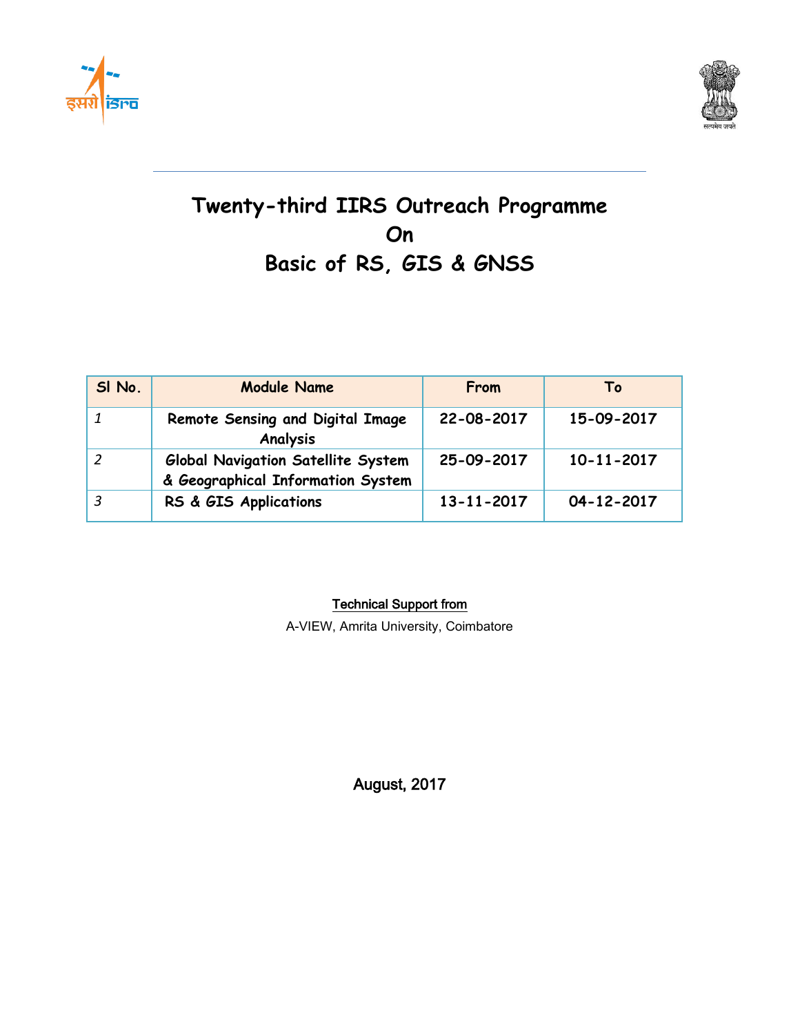# Twenty-third IIRS Outreach Programme
# On
# Basic of RS, GIS & GNSS

| Sl No. | Module Name | From | To |
|---|---|---|---|
| *1* | Remote Sensing and Digital Image Analysis | 22-08-2017 | 15-09-2017 |
| *2* | Global Navigation Satellite System & Geographical Information System | 25-09-2017 | 10-11-2017 |
| *3* | RS & GIS Applications | 13-11-2017 | 04-12-2017 |

Technical Support from

A-VIEW, Amrita University, Coimbatore

August, 2017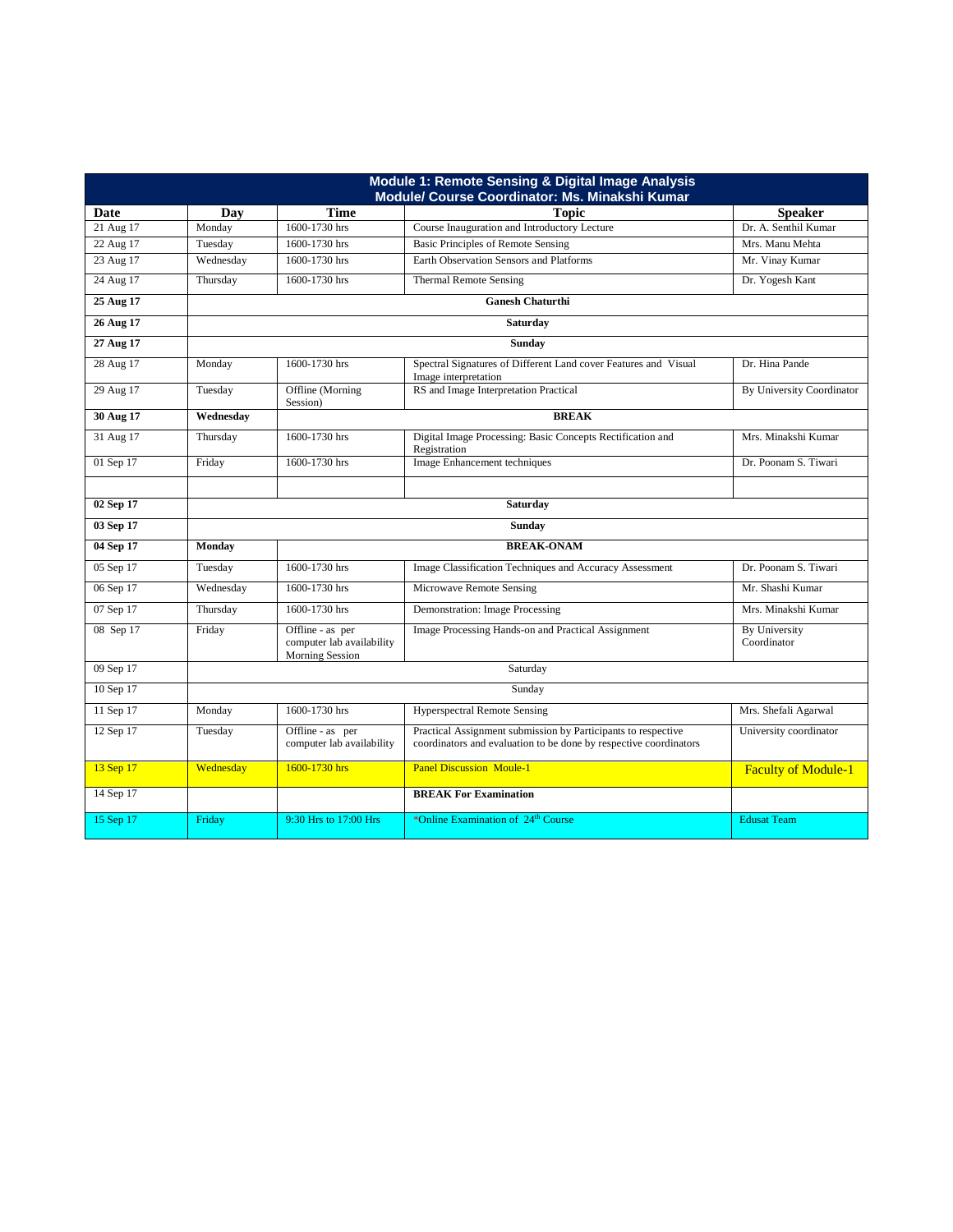| Module 1: Remote Sensing & Digital Image Analysis<br>Module/ Course Coordinator: Ms. Minakshi Kumar | | | | |
|---|---|---|---|---|
| **Date** | **Day** | **Time** | **Topic** | **Speaker** |
| 21 Aug 17 | Monday | 1600-1730 hrs | Course Inauguration and Introductory Lecture | Dr. A. Senthil Kumar |
| 22 Aug 17 | Tuesday | 1600-1730 hrs | Basic Principles of Remote Sensing | Mrs. Manu Mehta |
| 23 Aug 17 | Wednesday | 1600-1730 hrs | Earth Observation Sensors and Platforms | Mr. Vinay Kumar |
| 24 Aug 17 | Thursday | 1600-1730 hrs | Thermal Remote Sensing | Dr. Yogesh Kant |
| **25 Aug 17** | | | **Ganesh Chaturthi** | |
| **26 Aug 17** | | | **Saturday** | |
| **27 Aug 17** | | | **Sunday** | |
| 28 Aug 17 | Monday | 1600-1730 hrs | Spectral Signatures of Different Land cover Features and Visual Image interpretation | Dr. Hina Pande |
| 29 Aug 17 | Tuesday | Offline (Morning Session) | RS and Image Interpretation Practical | By University Coordinator |
| **30 Aug 17** | **Wednesday** | | **BREAK** | |
| 31 Aug 17 | Thursday | 1600-1730 hrs | Digital Image Processing: Basic Concepts Rectification and Registration | Mrs. Minakshi Kumar |
| 01 Sep 17 | Friday | 1600-1730 hrs | Image Enhancement techniques | Dr. Poonam S. Tiwari |
| | | | | |
| **02 Sep 17** | | | **Saturday** | |
| **03 Sep 17** | | | **Sunday** | |
| **04 Sep 17** | **Monday** | | **BREAK-ONAM** | |
| 05 Sep 17 | Tuesday | 1600-1730 hrs | Image Classification Techniques and Accuracy Assessment | Dr. Poonam S. Tiwari |
| 06 Sep 17 | Wednesday | 1600-1730 hrs | Microwave Remote Sensing | Mr. Shashi Kumar |
| 07 Sep 17 | Thursday | 1600-1730 hrs | Demonstration: Image Processing | Mrs. Minakshi Kumar |
| 08 Sep 17 | Friday | Offline - as per computer lab availability Morning Session | Image Processing Hands-on and Practical Assignment | By University Coordinator |
| 09 Sep 17 | | | Saturday | |
| 10 Sep 17 | | | Sunday | |
| 11 Sep 17 | Monday | 1600-1730 hrs | Hyperspectral Remote Sensing | Mrs. Shefali Agarwal |
| 12 Sep 17 | Tuesday | Offline - as per computer lab availability | Practical Assignment submission by Participants to respective coordinators and evaluation to be done by respective coordinators | University coordinator |
| 13 Sep 17 | Wednesday | 1600-1730 hrs | Panel Discussion Moule-1 | Faculty of Module-1 |
| 14 Sep 17 | | | **BREAK For Examination** | |
| 15 Sep 17 | Friday | 9:30 Hrs to 17:00 Hrs | *Online Examination of 24th Course | Edusat Team |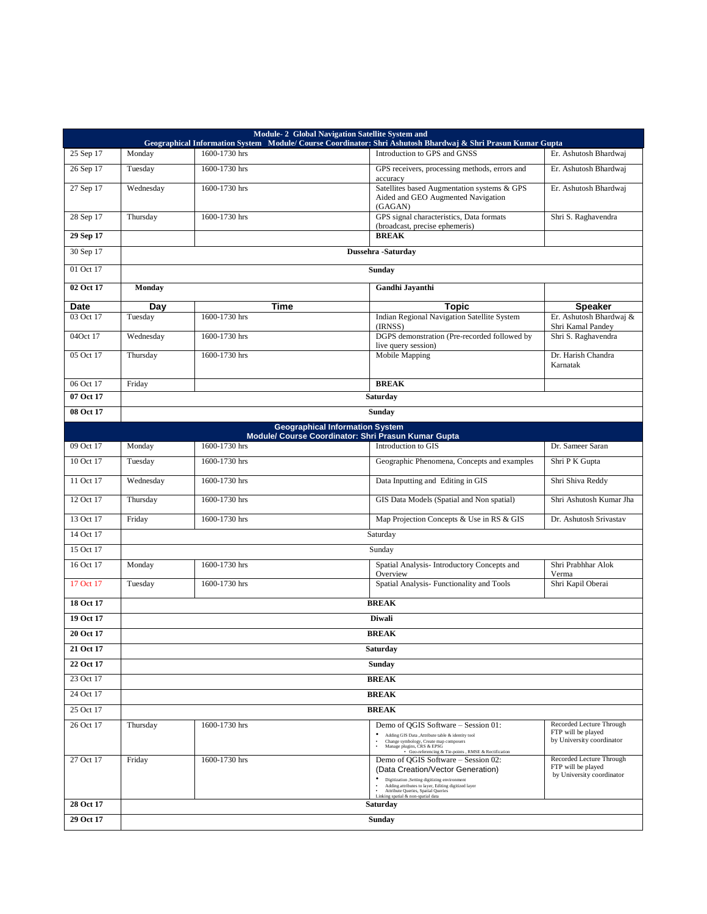| **Module- 2 Global Navigation Satellite System and Geographical Information System Module/ Course Coordinator: Shri Ashutosh Bhardwaj & Shri Prasun Kumar Gupta** | | | | |
|---|---|---|---|---|
| 25 Sep 17 | Monday | 1600-1730 hrs | Introduction to GPS and GNSS | Er. Ashutosh Bhardwaj |
| 26 Sep 17 | Tuesday | 1600-1730 hrs | GPS receivers, processing methods, errors and accuracy | Er. Ashutosh Bhardwaj |
| 27 Sep 17 | Wednesday | 1600-1730 hrs | Satellites based Augmentation systems & GPS Aided and GEO Augmented Navigation (GAGAN) | Er. Ashutosh Bhardwaj |
| 28 Sep 17 | Thursday | 1600-1730 hrs | GPS signal characteristics, Data formats (broadcast, precise ephemeris) | Shri S. Raghavendra |
| **29 Sep 17** | | | **BREAK** | |
| 30 Sep 17 | **Dussehra -Saturday** | | | |
| 01 Oct 17 | **Sunday** | | | |
| **02 Oct 17** | **Monday** | | **Gandhi Jayanthi** | |
| **Date** | **Day** | **Time** | **Topic** | **Speaker** |
| 03 Oct 17 | Tuesday | 1600-1730 hrs | Indian Regional Navigation Satellite System (IRNSS) | Er. Ashutosh Bhardwaj & Shri Kamal Pandey |
| 04Oct 17 | Wednesday | 1600-1730 hrs | DGPS demonstration (Pre-recorded followed by live query session) | Shri S. Raghavendra |
| 05 Oct 17 | Thursday | 1600-1730 hrs | Mobile Mapping | Dr. Harish Chandra Karnatak |
| 06 Oct 17 | Friday | | **BREAK** | |
| **07 Oct 17** | **Saturday** | | | |
| **08 Oct 17** | **Sunday** | | | |
| **Geographical Information System Module/ Course Coordinator: Shri Prasun Kumar Gupta** | | | | |
| 09 Oct 17 | Monday | 1600-1730 hrs | Introduction to GIS | Dr. Sameer Saran |
| 10 Oct 17 | Tuesday | 1600-1730 hrs | Geographic Phenomena, Concepts and examples | Shri P K Gupta |
| 11 Oct 17 | Wednesday | 1600-1730 hrs | Data Inputting and Editing in GIS | Shri Shiva Reddy |
| 12 Oct 17 | Thursday | 1600-1730 hrs | GIS Data Models (Spatial and Non spatial) | Shri Ashutosh Kumar Jha |
| 13 Oct 17 | Friday | 1600-1730 hrs | Map Projection Concepts & Use in RS & GIS | Dr. Ashutosh Srivastav |
| 14 Oct 17 | Saturday | | | |
| 15 Oct 17 | Sunday | | | |
| 16 Oct 17 | Monday | 1600-1730 hrs | Spatial Analysis- Introductory Concepts and Overview | Shri Prabhhar Alok Verma |
| 17 Oct 17 | Tuesday | 1600-1730 hrs | Spatial Analysis- Functionality and Tools | Shri Kapil Oberai |
| **18 Oct 17** | **BREAK** | | | |
| **19 Oct 17** | **Diwali** | | | |
| **20 Oct 17** | **BREAK** | | | |
| **21 Oct 17** | **Saturday** | | | |
| **22 Oct 17** | **Sunday** | | | |
| 23 Oct 17 | **BREAK** | | | |
| 24 Oct 17 | **BREAK** | | | |
| 25 Oct 17 | **BREAK** | | | |
| 26 Oct 17 | Thursday | 1600-1730 hrs | Demo of QGIS Software – Session 01: • Adding GIS Data ,Attribute table & identity tool • Change symbology, Create map composers • Manage plugins, CRS & EPSG • Geo-referencing & Tie-points , RMSE & Rectification | Recorded Lecture Through FTP will be played by University coordinator |
| 27 Oct 17 | Friday | 1600-1730 hrs | Demo of QGIS Software – Session 02: (Data Creation/Vector Generation) • Digitization ,Setting digitizing environment • Adding attributes to layer, Editing digitized layer • Attribute Queries, Spatial Queries Linking spatial & non-spatial data | Recorded Lecture Through FTP will be played by University coordinator |
| **28 Oct 17** | **Saturday** | | | |
| **29 Oct 17** | **Sunday** | | | |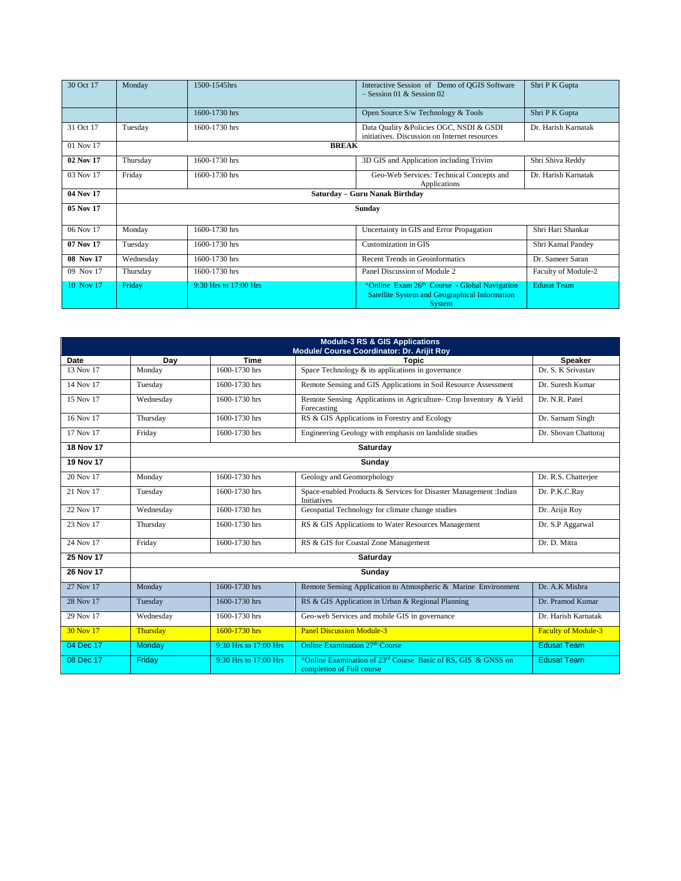| | | | | |
|---|---|---|---|---|
| 30 Oct 17 | Monday | 1500-1545hrs | Interactive Session of Demo of QGIS Software – Session 01 & Session 02 | Shri P K Gupta |
| | | 1600-1730 hrs | Open Source S/w Technology & Tools | Shri P K Gupta |
| 31 Oct 17 | Tuesday | 1600-1730 hrs | Data Quality &Policies OGC, NSDI & GSDI initiatives. Discussion on Internet resources | Dr. Harish Karnatak |
| 01 Nov 17 | **BREAK** | | | |
| **02 Nov 17** | Thursday | 1600-1730 hrs | 3D GIS and Application including Trivim | Shri Shiva Reddy |
| 03 Nov 17 | Friday | 1600-1730 hrs | Geo-Web Services: Technical Concepts and Applications | Dr. Harish Karnatak |
| **04 Nov 17** | **Saturday – Guru Nanak Birthday** | | | |
| **05 Nov 17** | **Sunday** | | | |
| 06 Nov 17 | Monday | 1600-1730 hrs | Uncertainty in GIS and Error Propagation | Shri Hari Shankar |
| **07 Nov 17** | Tuesday | 1600-1730 hrs | Customization in GIS | Shri Kamal Pandey |
| **08 Nov 17** | Wednesday | 1600-1730 hrs | Recent Trends in Geoinformatics | Dr. Sameer Saran |
| 09 Nov 17 | Thursday | 1600-1730 hrs | Panel Discussion of Module 2 | Faculty of Module-2 |
| 10 Nov 17 | Friday | 9:30 Hrs to 17:00 Hrs | *Online Exam 26th Course - Global Navigation Satellite System and Geographical Information System | Edusat Team |

**Module-3 RS & GIS Applications**
**Module/ Course Coordinator: Dr. Arijit Roy**

| Date | Day | Time | Topic | Speaker |
|---|---|---|---|---|
| 13 Nov 17 | Monday | 1600-1730 hrs | Space Technology & its applications in governance | Dr. S. K Srivastav |
| 14 Nov 17 | Tuesday | 1600-1730 hrs | Remote Sensing and GIS Applications in Soil Resource Assessment | Dr. Suresh Kumar |
| 15 Nov 17 | Wednesday | 1600-1730 hrs | Remote Sensing Applications in Agriculture- Crop Inventory & Yield Forecasting | Dr. N.R. Patel |
| 16 Nov 17 | Thursday | 1600-1730 hrs | RS & GIS Applications in Forestry and Ecology | Dr. Sarnam Singh |
| 17 Nov 17 | Friday | 1600-1730 hrs | Engineering Geology with emphasis on landslide studies | Dr. Shovan Chattoraj |
| **18 Nov 17** | **Saturday** | | | |
| **19 Nov 17** | **Sunday** | | | |
| 20 Nov 17 | Monday | 1600-1730 hrs | Geology and Geomorphology | Dr. R.S. Chatterjee |
| 21 Nov 17 | Tuesday | 1600-1730 hrs | Space-enabled Products & Services for Disaster Management :Indian Initiatives | Dr. P.K.C.Ray |
| 22 Nov 17 | Wednesday | 1600-1730 hrs | Geospatial Technology for climate change studies | Dr. Arijit Roy |
| 23 Nov 17 | Thursday | 1600-1730 hrs | RS & GIS Applications to Water Resources Management | Dr. S.P Aggarwal |
| 24 Nov 17 | Friday | 1600-1730 hrs | RS & GIS for Coastal Zone Management | Dr. D. Mitra |
| **25 Nov 17** | **Saturday** | | | |
| **26 Nov 17** | **Sunday** | | | |
| 27 Nov 17 | Monday | 1600-1730 hrs | Remote Sensing Application to Atmospheric & Marine Environment | Dr. A.K Mishra |
| 28 Nov 17 | Tuesday | 1600-1730 hrs | RS & GIS Application in Urban & Regional Planning | Dr. Pramod Kumar |
| 29 Nov 17 | Wednesday | 1600-1730 hrs | Geo-web Services and mobile GIS in governance | Dr. Harish Karnatak |
| 30 Nov 17 | Thursday | 1600-1730 hrs | Panel Discussion Module-3 | Faculty of Module-3 |
| 04 Dec 17 | Monday | 9:30 Hrs to 17:00 Hrs | Online Examination 27th Course | Edusat Team |
| 08 Dec 17 | Friday | 9:30 Hrs to 17:00 Hrs | *Online Examination of 23rd Course Basic of RS, GIS & GNSS on completion of Full course | Edusat Team |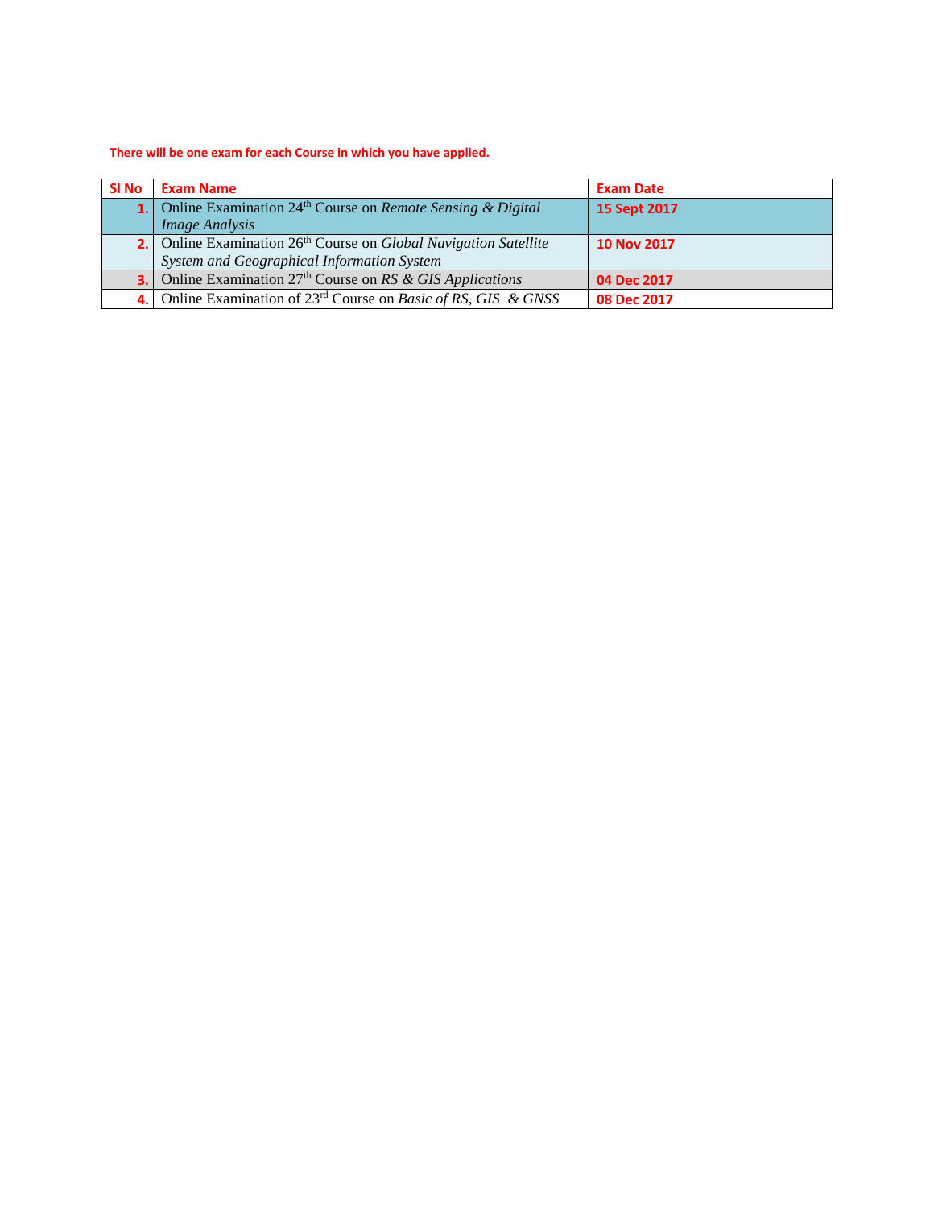**There will be one exam for each Course in which you have applied.**

| Sl No | Exam Name | Exam Date |
|---|---|---|
| **1.** | Online Examination 24$^{th}$ Course on *Remote Sensing & Digital Image Analysis* | **15 Sept 2017** |
| **2.** | Online Examination 26$^{th}$ Course on *Global Navigation Satellite System and Geographical Information System* | **10 Nov 2017** |
| **3.** | Online Examination 27$^{th}$ Course on *RS & GIS Applications* | **04 Dec 2017** |
| **4.** | Online Examination of 23$^{rd}$ Course on *Basic of RS, GIS & GNSS* | **08 Dec 2017** |